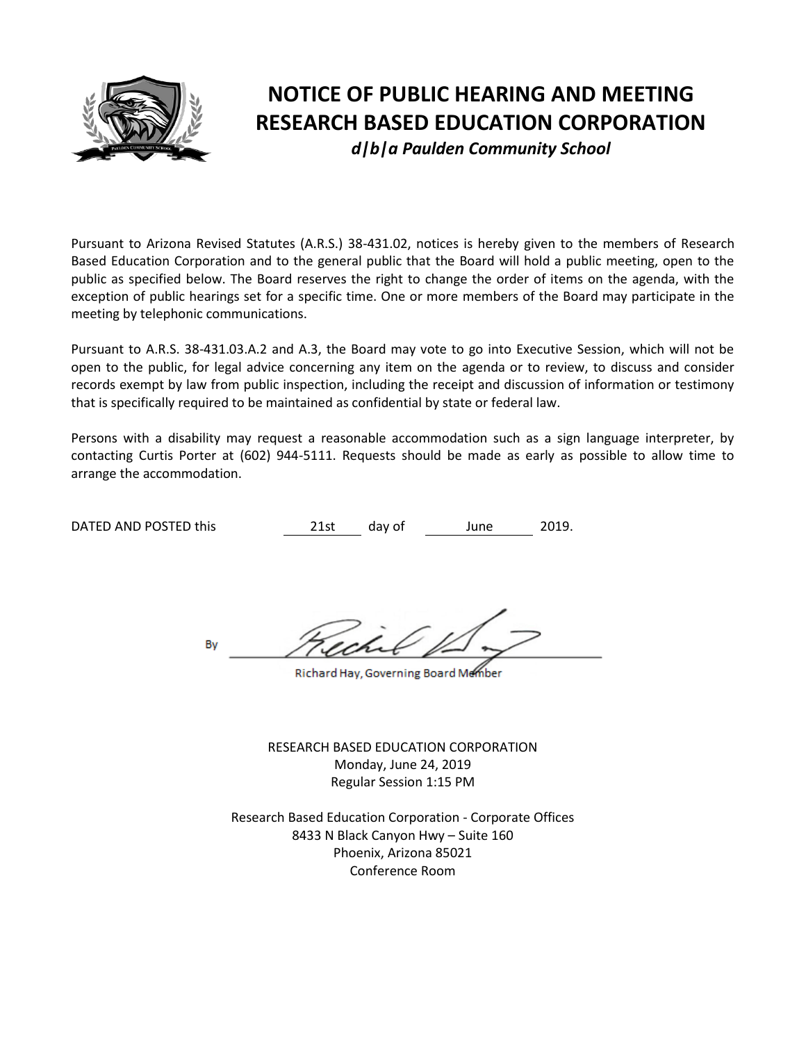# NOTICE OF PUBLIC HEARING AND MEETING
# RESEARCH BASED EDUCATION CORPORATION
*d|b|a Paulden Community School*

Pursuant to Arizona Revised Statutes (A.R.S.) 38-431.02, notices is hereby given to the members of Research Based Education Corporation and to the general public that the Board will hold a public meeting, open to the public as specified below. The Board reserves the right to change the order of items on the agenda, with the exception of public hearings set for a specific time. One or more members of the Board may participate in the meeting by telephonic communications.

Pursuant to A.R.S. 38-431.03.A.2 and A.3, the Board may vote to go into Executive Session, which will not be open to the public, for legal advice concerning any item on the agenda or to review, to discuss and consider records exempt by law from public inspection, including the receipt and discussion of information or testimony that is specifically required to be maintained as confidential by state or federal law.

Persons with a disability may request a reasonable accommodation such as a sign language interpreter, by contacting Curtis Porter at (602) 944-5111. Requests should be made as early as possible to allow time to arrange the accommodation.

DATED AND POSTED this 21st day of June 2019.

By

Richard Hay, Governing Board Member

RESEARCH BASED EDUCATION CORPORATION
Monday, June 24, 2019
Regular Session 1:15 PM

Research Based Education Corporation - Corporate Offices
8433 N Black Canyon Hwy – Suite 160
Phoenix, Arizona 85021
Conference Room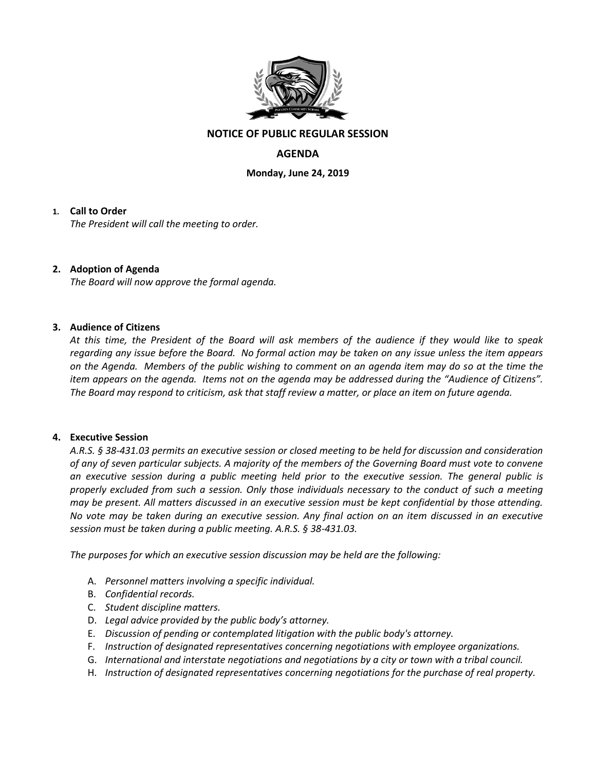**NOTICE OF PUBLIC REGULAR SESSION**

**AGENDA**

**Monday, June 24, 2019**

1. **Call to Order**
   *The President will call the meeting to order.*

2. **Adoption of Agenda**
   *The Board will now approve the formal agenda.*

3. **Audience of Citizens**
   *At this time, the President of the Board will ask members of the audience if they would like to speak regarding any issue before the Board. No formal action may be taken on any issue unless the item appears on the Agenda. Members of the public wishing to comment on an agenda item may do so at the time the item appears on the agenda. Items not on the agenda may be addressed during the "Audience of Citizens". The Board may respond to criticism, ask that staff review a matter, or place an item on future agenda.*

4. **Executive Session**
   *A.R.S. § 38-431.03 permits an executive session or closed meeting to be held for discussion and consideration of any of seven particular subjects. A majority of the members of the Governing Board must vote to convene an executive session during a public meeting held prior to the executive session. The general public is properly excluded from such a session. Only those individuals necessary to the conduct of such a meeting may be present. All matters discussed in an executive session must be kept confidential by those attending. No vote may be taken during an executive session. Any final action on an item discussed in an executive session must be taken during a public meeting. A.R.S. § 38-431.03.*

   *The purposes for which an executive session discussion may be held are the following:*

   A. *Personnel matters involving a specific individual.*
   B. *Confidential records.*
   C. *Student discipline matters.*
   D. *Legal advice provided by the public body's attorney.*
   E. *Discussion of pending or contemplated litigation with the public body's attorney.*
   F. *Instruction of designated representatives concerning negotiations with employee organizations.*
   G. *International and interstate negotiations and negotiations by a city or town with a tribal council.*
   H. *Instruction of designated representatives concerning negotiations for the purchase of real property.*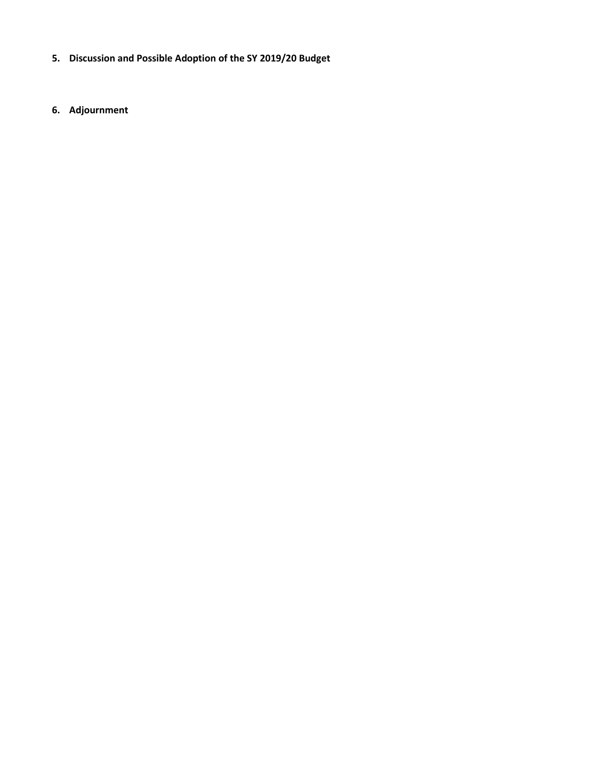**5. Discussion and Possible Adoption of the SY 2019/20 Budget**

**6. Adjournment**